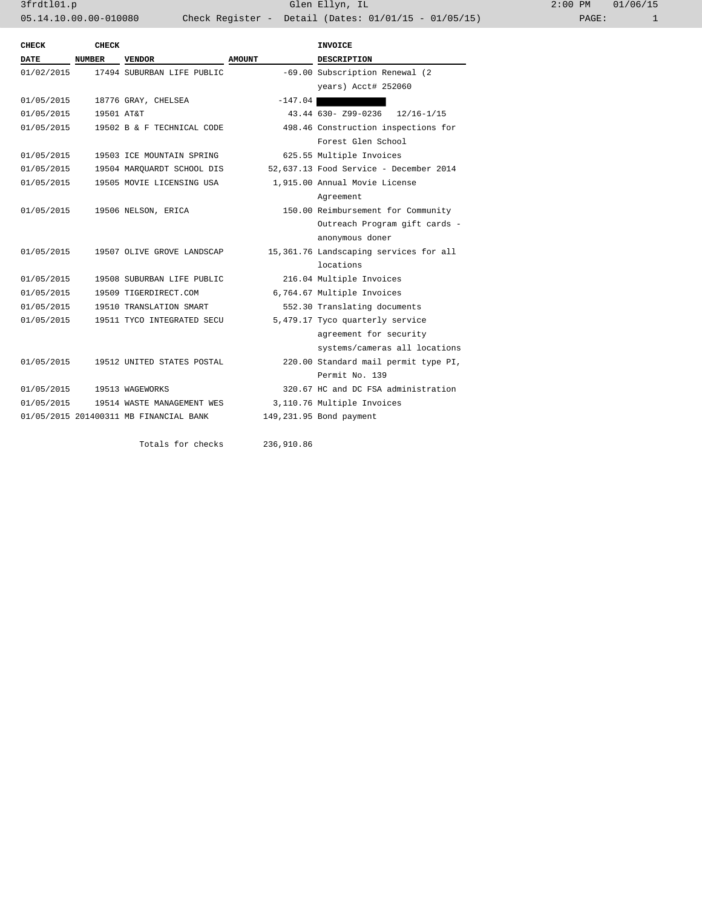3frdtl01.p — Glen Ellyn, IL — 2:00 PM 01/06/15

05.14.10.00.00-010080 — Check Register - Detail (Dates: 01/01/15 - 01/05/15)

| CHECK DATE | CHECK NUMBER | VENDOR | AMOUNT | INVOICE DESCRIPTION |
|---|---|---|---|---|
| 01/02/2015 | 17494 | SUBURBAN LIFE PUBLIC | -69.00 | Subscription Renewal (2 years) Acct# 252060 |
| 01/05/2015 | 18776 | GRAY, CHELSEA | -147.04 | |
| 01/05/2015 | 19501 | AT&T | 43.44 | 630- Z99-0236 12/16-1/15 |
| 01/05/2015 | 19502 | B & F TECHNICAL CODE | 498.46 | Construction inspections for Forest Glen School |
| 01/05/2015 | 19503 | ICE MOUNTAIN SPRING | 625.55 | Multiple Invoices |
| 01/05/2015 | 19504 | MARQUARDT SCHOOL DIS | 52,637.13 | Food Service - December 2014 |
| 01/05/2015 | 19505 | MOVIE LICENSING USA | 1,915.00 | Annual Movie License Agreement |
| 01/05/2015 | 19506 | NELSON, ERICA | 150.00 | Reimbursement for Community Outreach Program gift cards - anonymous doner |
| 01/05/2015 | 19507 | OLIVE GROVE LANDSCAP | 15,361.76 | Landscaping services for all locations |
| 01/05/2015 | 19508 | SUBURBAN LIFE PUBLIC | 216.04 | Multiple Invoices |
| 01/05/2015 | 19509 | TIGERDIRECT.COM | 6,764.67 | Multiple Invoices |
| 01/05/2015 | 19510 | TRANSLATION SMART | 552.30 | Translating documents |
| 01/05/2015 | 19511 | TYCO INTEGRATED SECU | 5,479.17 | Tyco quarterly service agreement for security systems/cameras all locations |
| 01/05/2015 | 19512 | UNITED STATES POSTAL | 220.00 | Standard mail permit type PI, Permit No. 139 |
| 01/05/2015 | 19513 | WAGEWORKS | 320.67 | HC and DC FSA administration |
| 01/05/2015 | 19514 | WASTE MANAGEMENT WES | 3,110.76 | Multiple Invoices |
| 01/05/2015 | 201400311 | MB FINANCIAL BANK | 149,231.95 | Bond payment |
| | | Totals for checks | 236,910.86 | |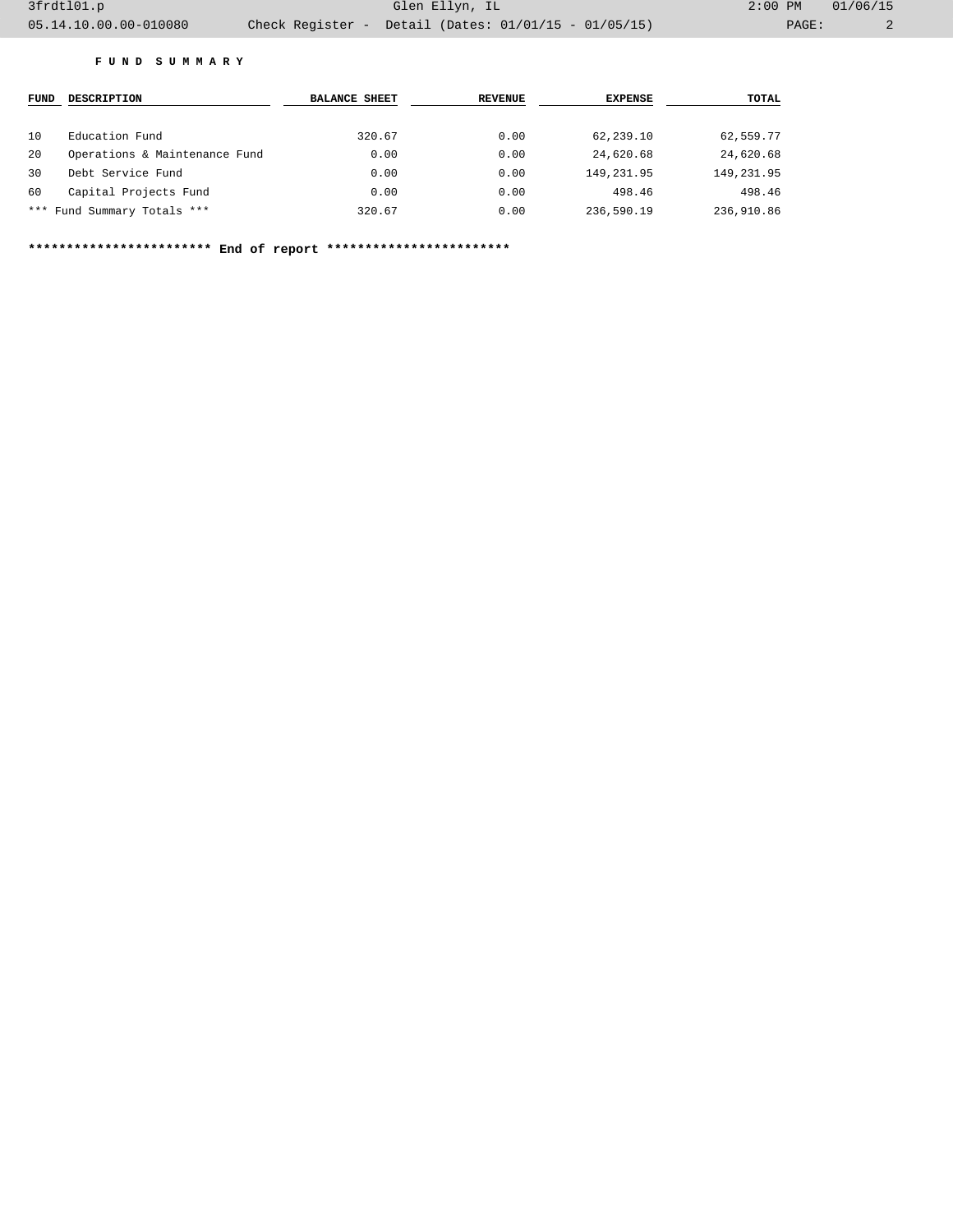**F U N D  S U M M A R Y**

| FUND | DESCRIPTION | BALANCE SHEET | REVENUE | EXPENSE | TOTAL |
|---|---|---|---|---|---|
| 10 | Education Fund | 320.67 | 0.00 | 62,239.10 | 62,559.77 |
| 20 | Operations & Maintenance Fund | 0.00 | 0.00 | 24,620.68 | 24,620.68 |
| 30 | Debt Service Fund | 0.00 | 0.00 | 149,231.95 | 149,231.95 |
| 60 | Capital Projects Fund | 0.00 | 0.00 | 498.46 | 498.46 |
| *** Fund Summary Totals *** | | 320.67 | 0.00 | 236,590.19 | 236,910.86 |

**************************** End of report ****************************